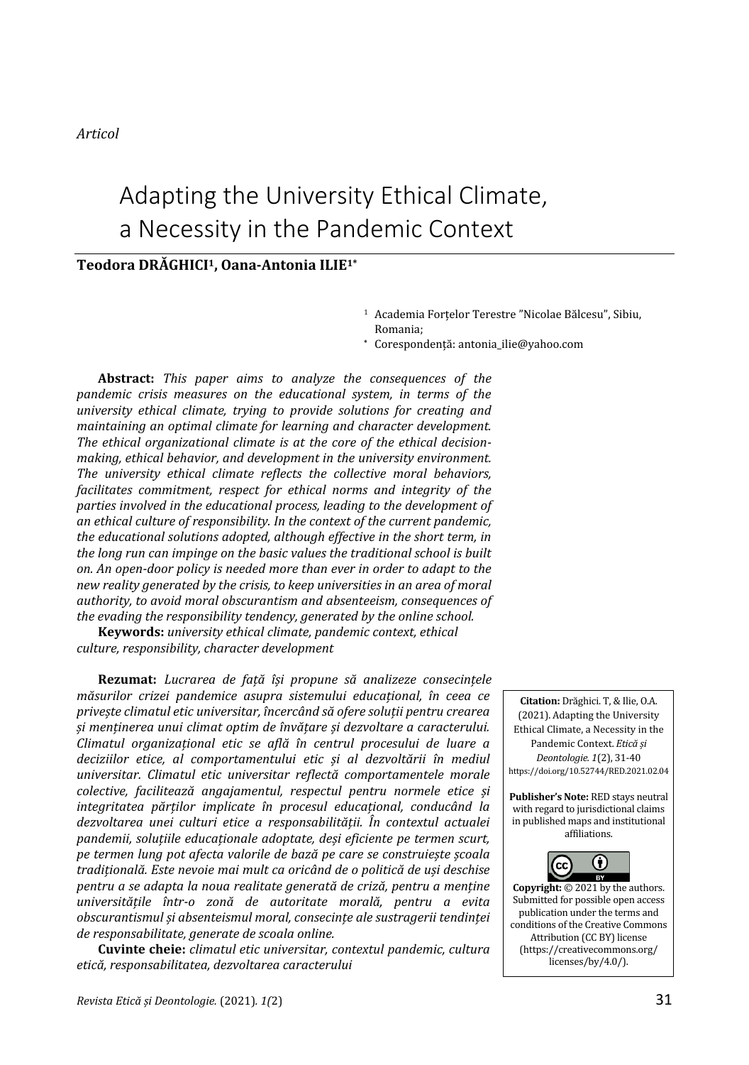*Articol*

# Adapting the University Ethical Climate, a Necessity in the Pandemic Context

**Teodora DRĂGHICI[1], Oana-Antonia ILIE[1*]**

[1] Academia Forțelor Terestre "Nicolae Bălcescu", Sibiu, Romania;

[*] Corespondență: antonia_ilie@yahoo.com

**Abstract:** *This paper aims to analyze the consequences of the pandemic crisis measures on the educational system, in terms of the university ethical climate, trying to provide solutions for creating and maintaining an optimal climate for learning and character development. The ethical organizational climate is at the core of the ethical decision-making, ethical behavior, and development in the university environment. The university ethical climate reflects the collective moral behaviors, facilitates commitment, respect for ethical norms and integrity of the parties involved in the educational process, leading to the development of an ethical culture of responsibility. In the context of the current pandemic, the educational solutions adopted, although effective in the short term, in the long run can impinge on the basic values the traditional school is built on. An open-door policy is needed more than ever in order to adapt to the new reality generated by the crisis, to keep universities in an area of moral authority, to avoid moral obscurantism and absenteeism, consequences of the evading the responsibility tendency, generated by the online school.*

**Keywords:** *university ethical climate, pandemic context, ethical culture, responsibility, character development*

**Rezumat:** *Lucrarea de față își propune să analizeze consecințele măsurilor crizei pandemice asupra sistemului educațional, în ceea ce privește climatul etic universitar, încercând să ofere soluții pentru crearea și menținerea unui climat optim de învățare și dezvoltare a caracterului. Climatul organizațional etic se află în centrul procesului de luare a deciziilor etice, al comportamentului etic și al dezvoltării în mediul universitar. Climatul etic universitar reflectă comportamentele morale colective, facilitează angajamentul, respectul pentru normele etice și integritatea părților implicate în procesul educațional, conducând la dezvoltarea unei culturi etice a responsabilității. În contextul actualei pandemii, soluțiile educaționale adoptate, deși eficiente pe termen scurt, pe termen lung pot afecta valorile de bază pe care se construiește școala tradițională. Este nevoie mai mult ca oricând de o politică de uși deschise pentru a se adapta la noua realitate generată de criză, pentru a menține universitățile într-o zonă de autoritate morală, pentru a evita obscurantismul și absenteismul moral, consecințe ale sustragerii tendinței de responsabilitate, generate de scoala online.*

**Cuvinte cheie:** *climatul etic universitar, contextul pandemic, cultura etică, responsabilitatea, dezvoltarea caracterului*

**Citation:** Drăghici. T, & Ilie, O.A. (2021). Adapting the University Ethical Climate, a Necessity in the Pandemic Context. *Etică și Deontologie. 1*(2), 31-40 https://doi.org/10.52744/RED.2021.02.04

**Publisher's Note:** RED stays neutral with regard to jurisdictional claims in published maps and institutional affiliations.

**Copyright:** © 2021 by the authors. Submitted for possible open access publication under the terms and conditions of the Creative Commons Attribution (CC BY) license (https://creativecommons.org/licenses/by/4.0/).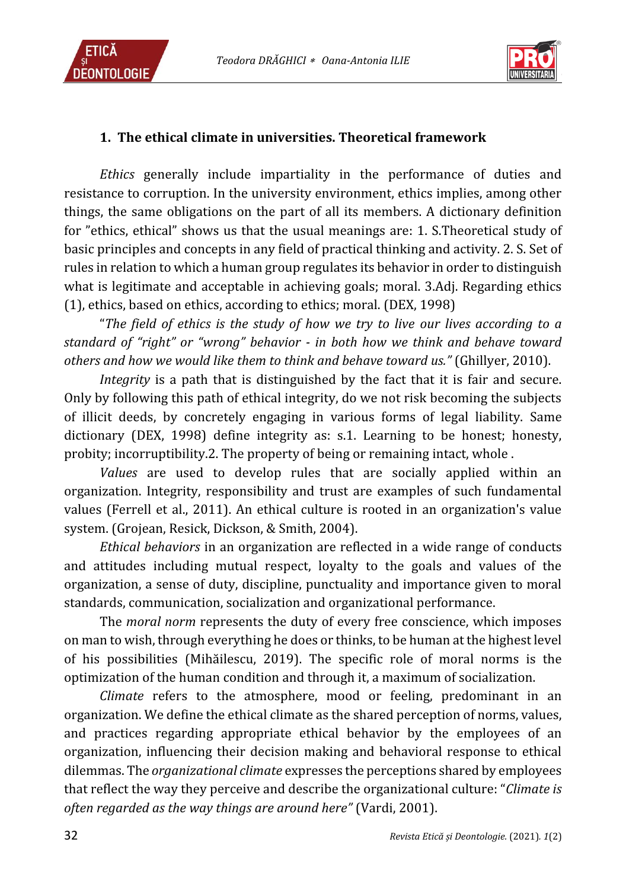## 1. The ethical climate in universities. Theoretical framework

*Ethics* generally include impartiality in the performance of duties and resistance to corruption. In the university environment, ethics implies, among other things, the same obligations on the part of all its members. A dictionary definition for ”ethics, ethical” shows us that the usual meanings are: 1. S.Theoretical study of basic principles and concepts in any field of practical thinking and activity. 2. S. Set of rules in relation to which a human group regulates its behavior in order to distinguish what is legitimate and acceptable in achieving goals; moral. 3.Adj. Regarding ethics (1), ethics, based on ethics, according to ethics; moral. (DEX, 1998)

"*The field of ethics is the study of how we try to live our lives according to a standard of "right" or "wrong" behavior - in both how we think and behave toward others and how we would like them to think and behave toward us."* (Ghillyer, 2010).

*Integrity* is a path that is distinguished by the fact that it is fair and secure. Only by following this path of ethical integrity, do we not risk becoming the subjects of illicit deeds, by concretely engaging in various forms of legal liability. Same dictionary (DEX, 1998) define integrity as: s.1. Learning to be honest; honesty, probity; incorruptibility.2. The property of being or remaining intact, whole .

*Values* are used to develop rules that are socially applied within an organization. Integrity, responsibility and trust are examples of such fundamental values (Ferrell et al., 2011). An ethical culture is rooted in an organization's value system. (Grojean, Resick, Dickson, & Smith, 2004).

*Ethical behaviors* in an organization are reflected in a wide range of conducts and attitudes including mutual respect, loyalty to the goals and values of the organization, a sense of duty, discipline, punctuality and importance given to moral standards, communication, socialization and organizational performance.

The *moral norm* represents the duty of every free conscience, which imposes on man to wish, through everything he does or thinks, to be human at the highest level of his possibilities (Mihăilescu, 2019). The specific role of moral norms is the optimization of the human condition and through it, a maximum of socialization.

*Climate* refers to the atmosphere, mood or feeling, predominant in an organization. We define the ethical climate as the shared perception of norms, values, and practices regarding appropriate ethical behavior by the employees of an organization, influencing their decision making and behavioral response to ethical dilemmas. The *organizational climate* expresses the perceptions shared by employees that reflect the way they perceive and describe the organizational culture: "*Climate is often regarded as the way things are around here"* (Vardi, 2001).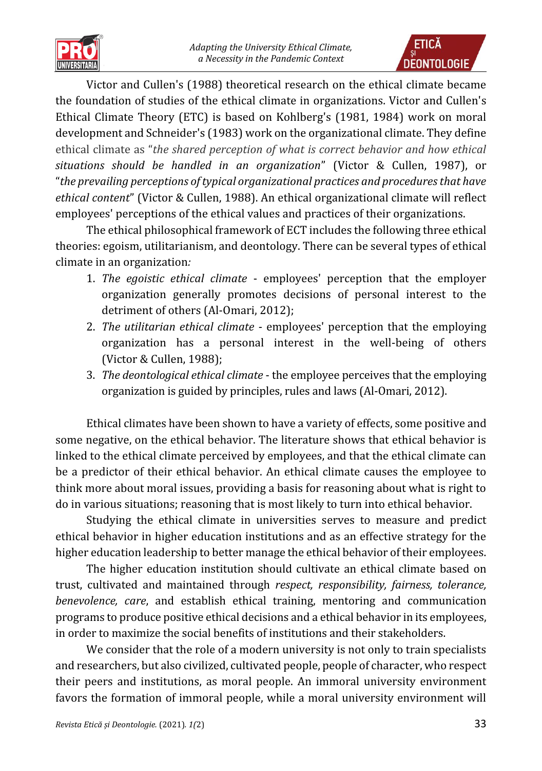Victor and Cullen's (1988) theoretical research on the ethical climate became the foundation of studies of the ethical climate in organizations. Victor and Cullen's Ethical Climate Theory (ETC) is based on Kohlberg's (1981, 1984) work on moral development and Schneider's (1983) work on the organizational climate. They define ethical climate as "*the shared perception of what is correct behavior and how ethical situations should be handled in an organization*" (Victor & Cullen, 1987), or "*the prevailing perceptions of typical organizational practices and procedures that have ethical content*" (Victor & Cullen, 1988). An ethical organizational climate will reflect employees' perceptions of the ethical values and practices of their organizations.

The ethical philosophical framework of ECT includes the following three ethical theories: egoism, utilitarianism, and deontology. There can be several types of ethical climate in an organization*:*

1. *The egoistic ethical climate* - employees' perception that the employer organization generally promotes decisions of personal interest to the detriment of others (Al-Omari, 2012);
2. *The utilitarian ethical climate* - employees' perception that the employing organization has a personal interest in the well-being of others (Victor & Cullen, 1988);
3. *The deontological ethical climate* - the employee perceives that the employing organization is guided by principles, rules and laws (Al-Omari, 2012).

Ethical climates have been shown to have a variety of effects, some positive and some negative, on the ethical behavior. The literature shows that ethical behavior is linked to the ethical climate perceived by employees, and that the ethical climate can be a predictor of their ethical behavior. An ethical climate causes the employee to think more about moral issues, providing a basis for reasoning about what is right to do in various situations; reasoning that is most likely to turn into ethical behavior.

Studying the ethical climate in universities serves to measure and predict ethical behavior in higher education institutions and as an effective strategy for the higher education leadership to better manage the ethical behavior of their employees.

The higher education institution should cultivate an ethical climate based on trust, cultivated and maintained through *respect, responsibility, fairness, tolerance, benevolence, care*, and establish ethical training, mentoring and communication programs to produce positive ethical decisions and a ethical behavior in its employees, in order to maximize the social benefits of institutions and their stakeholders.

We consider that the role of a modern university is not only to train specialists and researchers, but also civilized, cultivated people, people of character, who respect their peers and institutions, as moral people. An immoral university environment favors the formation of immoral people, while a moral university environment will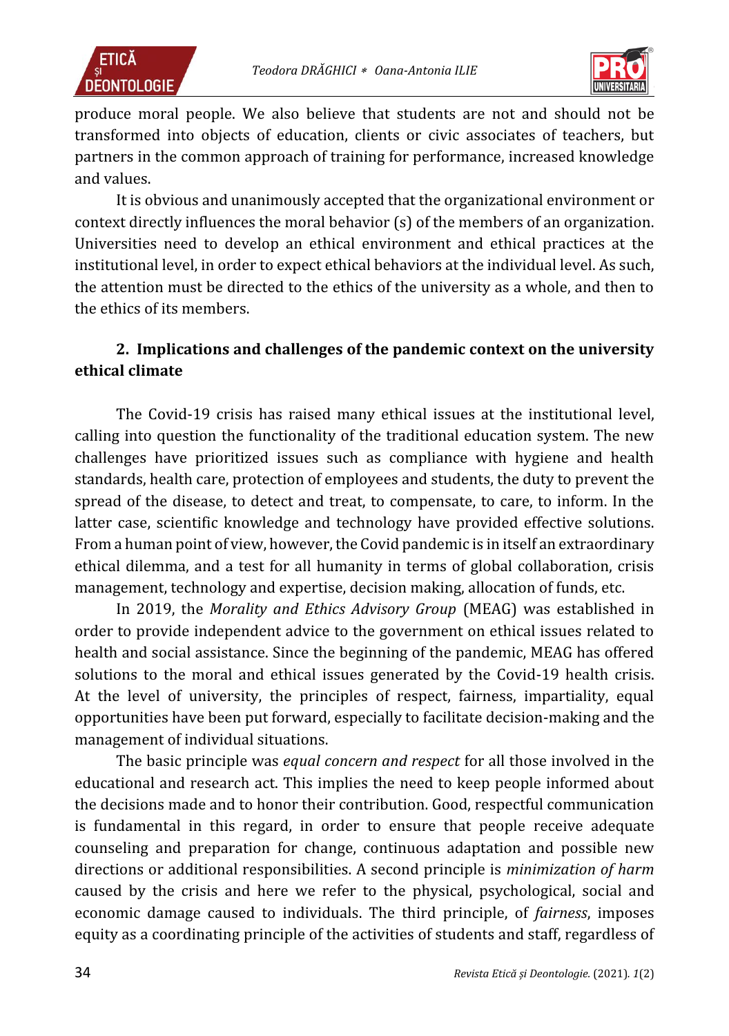produce moral people. We also believe that students are not and should not be transformed into objects of education, clients or civic associates of teachers, but partners in the common approach of training for performance, increased knowledge and values.

It is obvious and unanimously accepted that the organizational environment or context directly influences the moral behavior (s) of the members of an organization. Universities need to develop an ethical environment and ethical practices at the institutional level, in order to expect ethical behaviors at the individual level. As such, the attention must be directed to the ethics of the university as a whole, and then to the ethics of its members.

## 2. Implications and challenges of the pandemic context on the university ethical climate

The Covid-19 crisis has raised many ethical issues at the institutional level, calling into question the functionality of the traditional education system. The new challenges have prioritized issues such as compliance with hygiene and health standards, health care, protection of employees and students, the duty to prevent the spread of the disease, to detect and treat, to compensate, to care, to inform. In the latter case, scientific knowledge and technology have provided effective solutions. From a human point of view, however, the Covid pandemic is in itself an extraordinary ethical dilemma, and a test for all humanity in terms of global collaboration, crisis management, technology and expertise, decision making, allocation of funds, etc.

In 2019, the *Morality and Ethics Advisory Group* (MEAG) was established in order to provide independent advice to the government on ethical issues related to health and social assistance. Since the beginning of the pandemic, MEAG has offered solutions to the moral and ethical issues generated by the Covid-19 health crisis. At the level of university, the principles of respect, fairness, impartiality, equal opportunities have been put forward, especially to facilitate decision-making and the management of individual situations.

The basic principle was *equal concern and respect* for all those involved in the educational and research act. This implies the need to keep people informed about the decisions made and to honor their contribution. Good, respectful communication is fundamental in this regard, in order to ensure that people receive adequate counseling and preparation for change, continuous adaptation and possible new directions or additional responsibilities. A second principle is *minimization of harm* caused by the crisis and here we refer to the physical, psychological, social and economic damage caused to individuals. The third principle, of *fairness*, imposes equity as a coordinating principle of the activities of students and staff, regardless of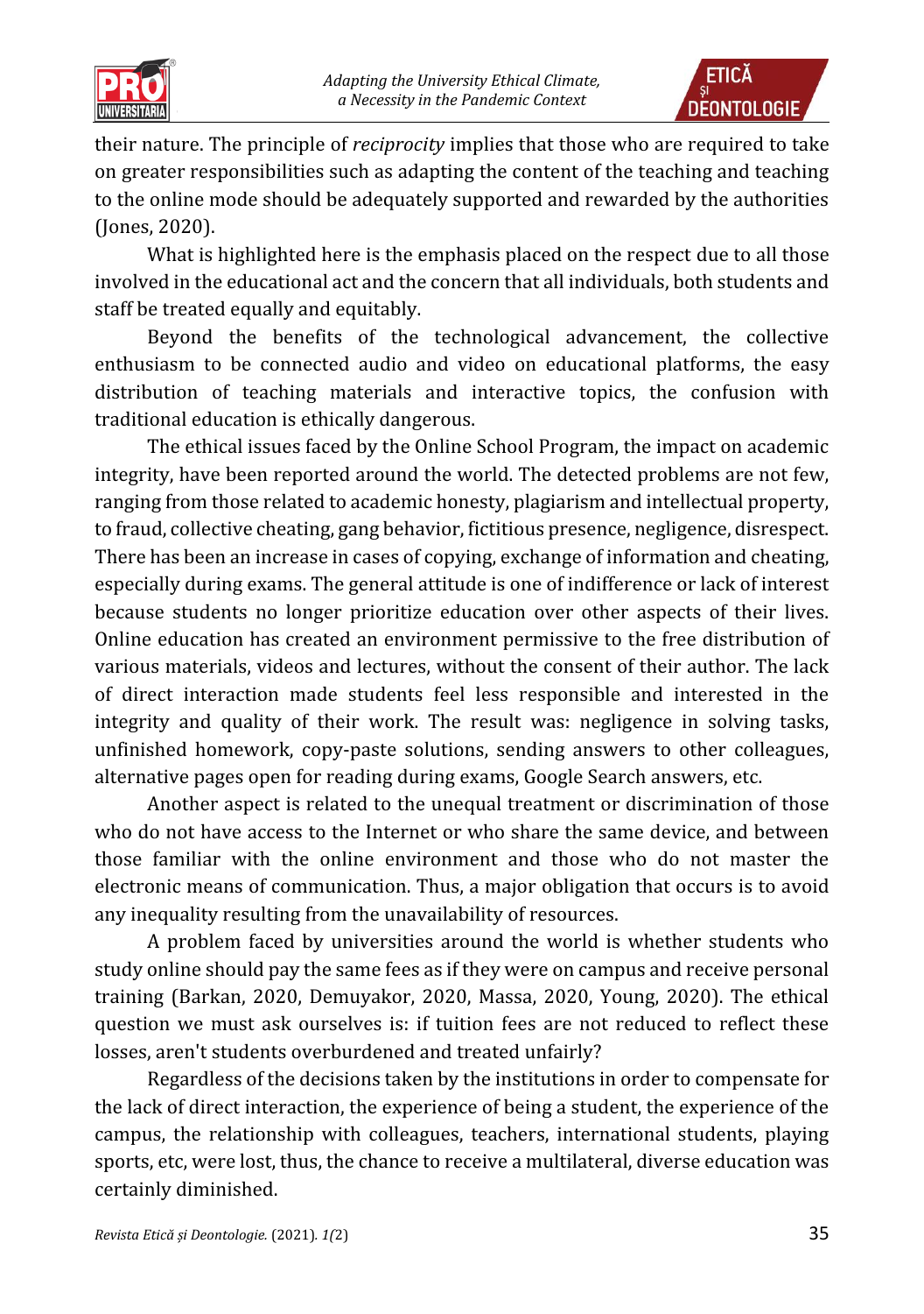their nature. The principle of *reciprocity* implies that those who are required to take on greater responsibilities such as adapting the content of the teaching and teaching to the online mode should be adequately supported and rewarded by the authorities (Jones, 2020).

What is highlighted here is the emphasis placed on the respect due to all those involved in the educational act and the concern that all individuals, both students and staff be treated equally and equitably.

Beyond the benefits of the technological advancement, the collective enthusiasm to be connected audio and video on educational platforms, the easy distribution of teaching materials and interactive topics, the confusion with traditional education is ethically dangerous.

The ethical issues faced by the Online School Program, the impact on academic integrity, have been reported around the world. The detected problems are not few, ranging from those related to academic honesty, plagiarism and intellectual property, to fraud, collective cheating, gang behavior, fictitious presence, negligence, disrespect. There has been an increase in cases of copying, exchange of information and cheating, especially during exams. The general attitude is one of indifference or lack of interest because students no longer prioritize education over other aspects of their lives. Online education has created an environment permissive to the free distribution of various materials, videos and lectures, without the consent of their author. The lack of direct interaction made students feel less responsible and interested in the integrity and quality of their work. The result was: negligence in solving tasks, unfinished homework, copy-paste solutions, sending answers to other colleagues, alternative pages open for reading during exams, Google Search answers, etc.

Another aspect is related to the unequal treatment or discrimination of those who do not have access to the Internet or who share the same device, and between those familiar with the online environment and those who do not master the electronic means of communication. Thus, a major obligation that occurs is to avoid any inequality resulting from the unavailability of resources.

A problem faced by universities around the world is whether students who study online should pay the same fees as if they were on campus and receive personal training (Barkan, 2020, Demuyakor, 2020, Massa, 2020, Young, 2020). The ethical question we must ask ourselves is: if tuition fees are not reduced to reflect these losses, aren't students overburdened and treated unfairly?

Regardless of the decisions taken by the institutions in order to compensate for the lack of direct interaction, the experience of being a student, the experience of the campus, the relationship with colleagues, teachers, international students, playing sports, etc, were lost, thus, the chance to receive a multilateral, diverse education was certainly diminished.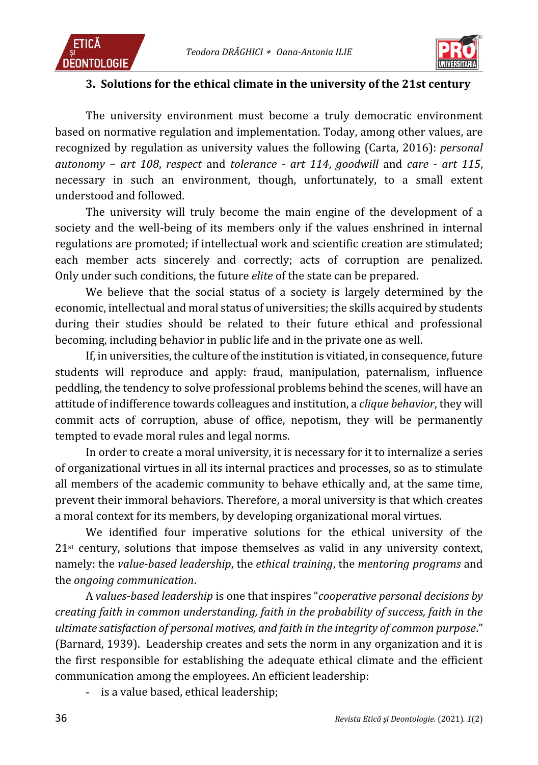### 3. Solutions for the ethical climate in the university of the 21st century

The university environment must become a truly democratic environment based on normative regulation and implementation. Today, among other values, are recognized by regulation as university values the following (Carta, 2016): *personal autonomy – art 108*, *respect* and *tolerance - art 114*, *goodwill* and *care - art 115*, necessary in such an environment, though, unfortunately, to a small extent understood and followed.

The university will truly become the main engine of the development of a society and the well-being of its members only if the values enshrined in internal regulations are promoted; if intellectual work and scientific creation are stimulated; each member acts sincerely and correctly; acts of corruption are penalized. Only under such conditions, the future *elite* of the state can be prepared.

We believe that the social status of a society is largely determined by the economic, intellectual and moral status of universities; the skills acquired by students during their studies should be related to their future ethical and professional becoming, including behavior in public life and in the private one as well.

If, in universities, the culture of the institution is vitiated, in consequence, future students will reproduce and apply: fraud, manipulation, paternalism, influence peddling, the tendency to solve professional problems behind the scenes, will have an attitude of indifference towards colleagues and institution, a *clique behavior*, they will commit acts of corruption, abuse of office, nepotism, they will be permanently tempted to evade moral rules and legal norms.

In order to create a moral university, it is necessary for it to internalize a series of organizational virtues in all its internal practices and processes, so as to stimulate all members of the academic community to behave ethically and, at the same time, prevent their immoral behaviors. Therefore, a moral university is that which creates a moral context for its members, by developing organizational moral virtues.

We identified four imperative solutions for the ethical university of the 21st century, solutions that impose themselves as valid in any university context, namely: the *value-based leadership*, the *ethical training*, the *mentoring programs* and the *ongoing communication*.

A *values-based leadership* is one that inspires "*cooperative personal decisions by creating faith in common understanding, faith in the probability of success, faith in the ultimate satisfaction of personal motives, and faith in the integrity of common purpose*." (Barnard, 1939). Leadership creates and sets the norm in any organization and it is the first responsible for establishing the adequate ethical climate and the efficient communication among the employees. An efficient leadership:

- is a value based, ethical leadership;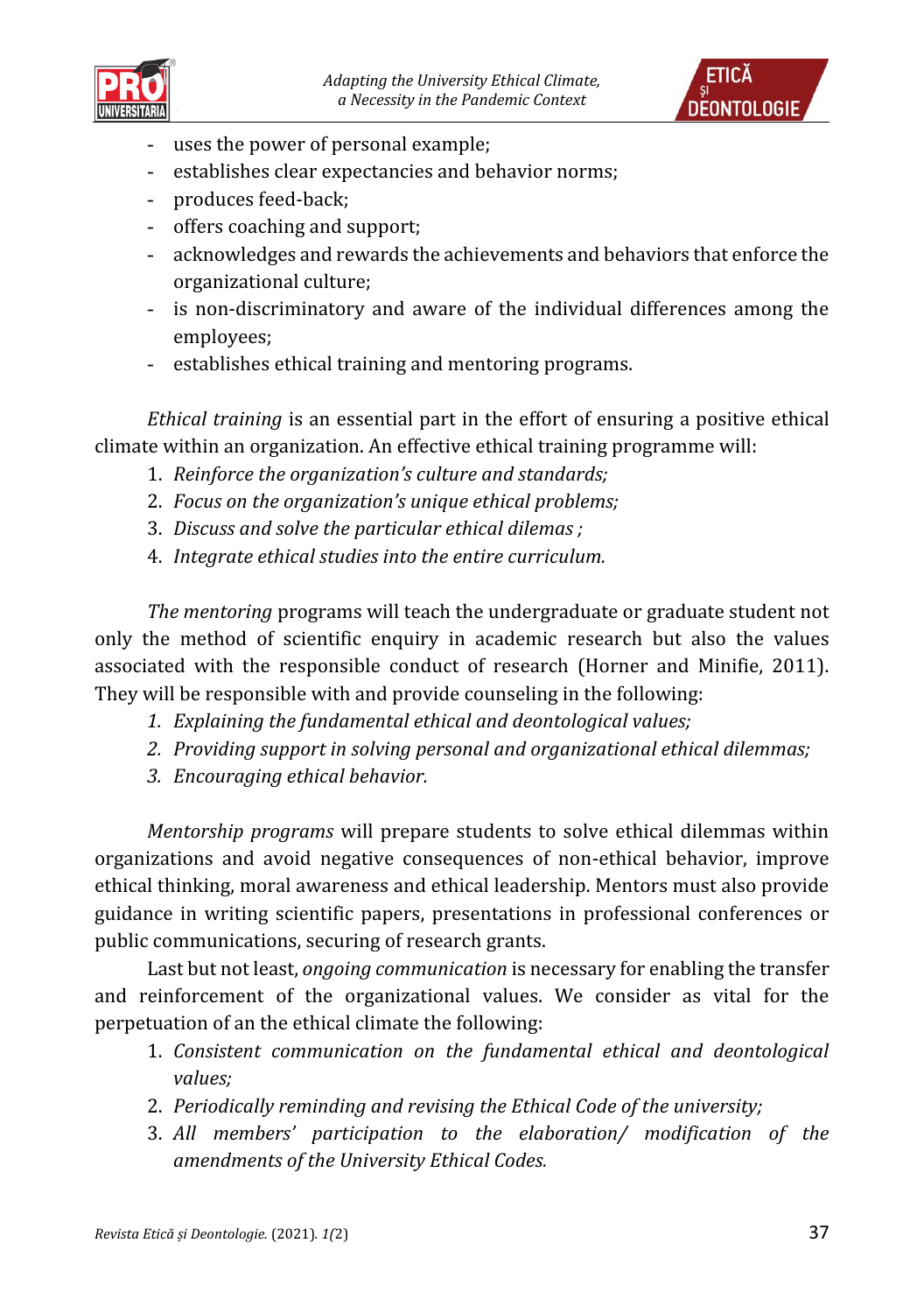- uses the power of personal example;
- establishes clear expectancies and behavior norms;
- produces feed-back;
- offers coaching and support;
- acknowledges and rewards the achievements and behaviors that enforce the organizational culture;
- is non-discriminatory and aware of the individual differences among the employees;
- establishes ethical training and mentoring programs.

*Ethical training* is an essential part in the effort of ensuring a positive ethical climate within an organization. An effective ethical training programme will:

1. *Reinforce the organization's culture and standards;*
2. *Focus on the organization's unique ethical problems;*
3. *Discuss and solve the particular ethical dilemas ;*
4. *Integrate ethical studies into the entire curriculum.*

*The mentoring* programs will teach the undergraduate or graduate student not only the method of scientific enquiry in academic research but also the values associated with the responsible conduct of research (Horner and Minifie, 2011). They will be responsible with and provide counseling in the following:

1. *Explaining the fundamental ethical and deontological values;*
2. *Providing support in solving personal and organizational ethical dilemmas;*
3. *Encouraging ethical behavior.*

*Mentorship programs* will prepare students to solve ethical dilemmas within organizations and avoid negative consequences of non-ethical behavior, improve ethical thinking, moral awareness and ethical leadership. Mentors must also provide guidance in writing scientific papers, presentations in professional conferences or public communications, securing of research grants.

Last but not least, *ongoing communication* is necessary for enabling the transfer and reinforcement of the organizational values. We consider as vital for the perpetuation of an the ethical climate the following:

1. *Consistent communication on the fundamental ethical and deontological values;*
2. *Periodically reminding and revising the Ethical Code of the university;*
3. *All members' participation to the elaboration/ modification of the amendments of the University Ethical Codes.*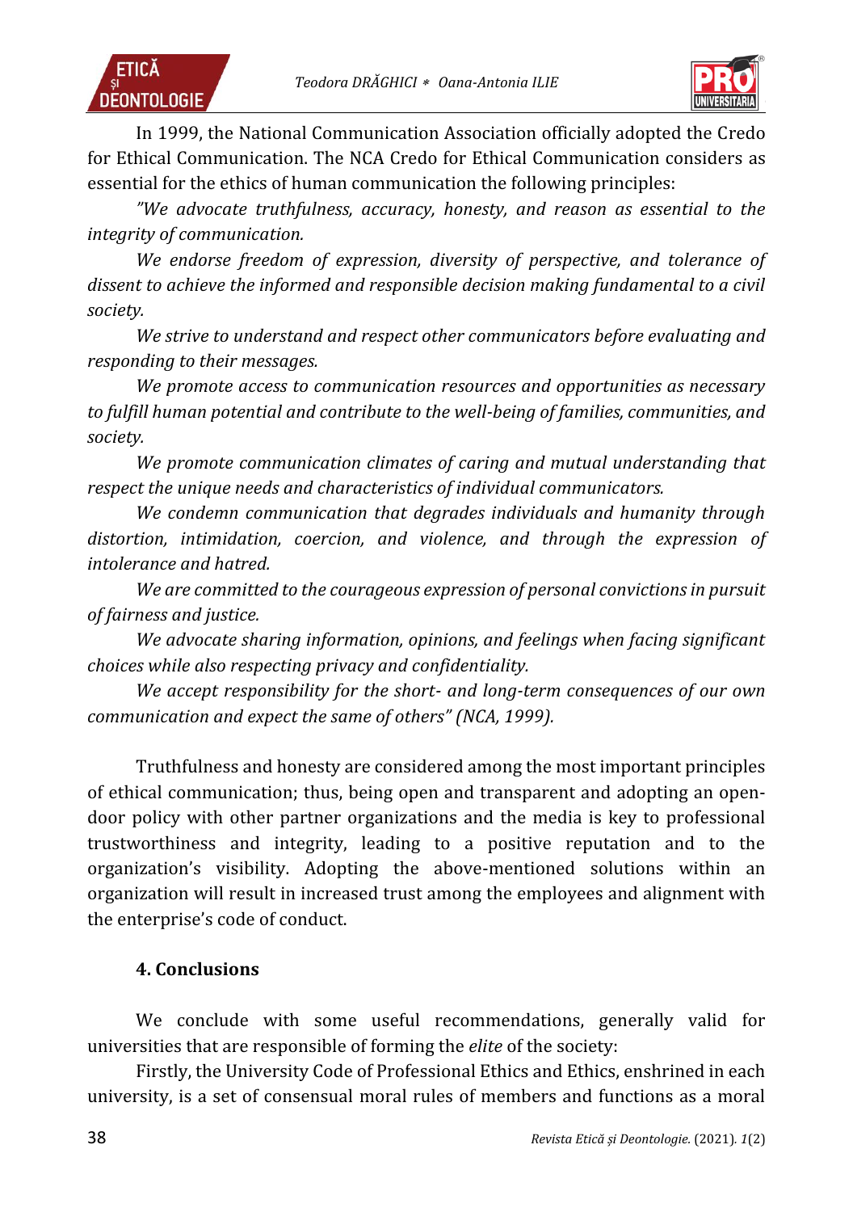In 1999, the National Communication Association officially adopted the Credo for Ethical Communication. The NCA Credo for Ethical Communication considers as essential for the ethics of human communication the following principles:

*"We advocate truthfulness, accuracy, honesty, and reason as essential to the integrity of communication.*

*We endorse freedom of expression, diversity of perspective, and tolerance of dissent to achieve the informed and responsible decision making fundamental to a civil society.*

*We strive to understand and respect other communicators before evaluating and responding to their messages.*

*We promote access to communication resources and opportunities as necessary to fulfill human potential and contribute to the well-being of families, communities, and society.*

*We promote communication climates of caring and mutual understanding that respect the unique needs and characteristics of individual communicators.*

*We condemn communication that degrades individuals and humanity through distortion, intimidation, coercion, and violence, and through the expression of intolerance and hatred.*

*We are committed to the courageous expression of personal convictions in pursuit of fairness and justice.*

*We advocate sharing information, opinions, and feelings when facing significant choices while also respecting privacy and confidentiality.*

*We accept responsibility for the short- and long-term consequences of our own communication and expect the same of others" (NCA, 1999).*

Truthfulness and honesty are considered among the most important principles of ethical communication; thus, being open and transparent and adopting an open-door policy with other partner organizations and the media is key to professional trustworthiness and integrity, leading to a positive reputation and to the organization's visibility. Adopting the above-mentioned solutions within an organization will result in increased trust among the employees and alignment with the enterprise's code of conduct.

## 4. Conclusions

We conclude with some useful recommendations, generally valid for universities that are responsible of forming the *elite* of the society:

Firstly, the University Code of Professional Ethics and Ethics, enshrined in each university, is a set of consensual moral rules of members and functions as a moral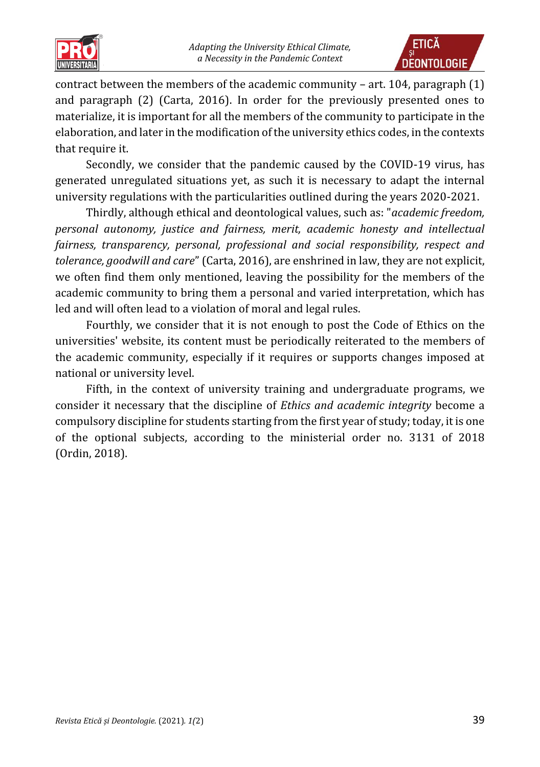contract between the members of the academic community – art. 104, paragraph (1) and paragraph (2) (Carta, 2016). In order for the previously presented ones to materialize, it is important for all the members of the community to participate in the elaboration, and later in the modification of the university ethics codes, in the contexts that require it.

Secondly, we consider that the pandemic caused by the COVID-19 virus, has generated unregulated situations yet, as such it is necessary to adapt the internal university regulations with the particularities outlined during the years 2020-2021.

Thirdly, although ethical and deontological values, such as: "*academic freedom, personal autonomy, justice and fairness, merit, academic honesty and intellectual fairness, transparency, personal, professional and social responsibility, respect and tolerance, goodwill and care*" (Carta, 2016), are enshrined in law, they are not explicit, we often find them only mentioned, leaving the possibility for the members of the academic community to bring them a personal and varied interpretation, which has led and will often lead to a violation of moral and legal rules.

Fourthly, we consider that it is not enough to post the Code of Ethics on the universities' website, its content must be periodically reiterated to the members of the academic community, especially if it requires or supports changes imposed at national or university level.

Fifth, in the context of university training and undergraduate programs, we consider it necessary that the discipline of *Ethics and academic integrity* become a compulsory discipline for students starting from the first year of study; today, it is one of the optional subjects, according to the ministerial order no. 3131 of 2018 (Ordin, 2018).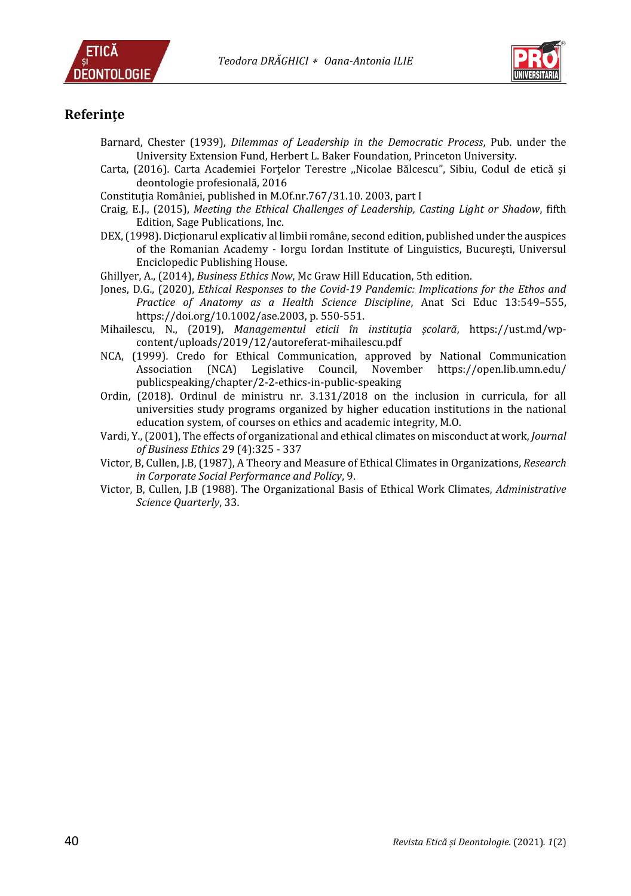## Referințe

Barnard, Chester (1939), *Dilemmas of Leadership in the Democratic Process*, Pub. under the University Extension Fund, Herbert L. Baker Foundation, Princeton University.

Carta, (2016). Carta Academiei Forțelor Terestre „Nicolae Bălcescu", Sibiu, Codul de etică și deontologie profesională, 2016

Constituția României, published in M.Of.nr.767/31.10. 2003, part I

Craig, E.J., (2015), *Meeting the Ethical Challenges of Leadership, Casting Light or Shadow*, fifth Edition, Sage Publications, Inc.

DEX, (1998). Dicționarul explicativ al limbii române, second edition, published under the auspices of the Romanian Academy - Iorgu Iordan Institute of Linguistics, București, Universul Enciclopedic Publishing House.

Ghillyer, A., (2014), *Business Ethics Now*, Mc Graw Hill Education, 5th edition.

Jones, D.G., (2020), *Ethical Responses to the Covid-19 Pandemic: Implications for the Ethos and Practice of Anatomy as a Health Science Discipline*, Anat Sci Educ 13:549–555, https://doi.org/10.1002/ase.2003, p. 550-551.

Mihailescu, N., (2019), *Managementul eticii în instituția școlară*, https://ust.md/wp-content/uploads/2019/12/autoreferat-mihailescu.pdf

NCA, (1999). Credo for Ethical Communication, approved by National Communication Association (NCA) Legislative Council, November https://open.lib.umn.edu/publicspeaking/chapter/2-2-ethics-in-public-speaking

Ordin, (2018). Ordinul de ministru nr. 3.131/2018 on the inclusion in curricula, for all universities study programs organized by higher education institutions in the national education system, of courses on ethics and academic integrity, M.O.

Vardi, Y., (2001), The effects of organizational and ethical climates on misconduct at work, *Journal of Business Ethics* 29 (4):325 - 337

Victor, B, Cullen, J.B, (1987), A Theory and Measure of Ethical Climates in Organizations, *Research in Corporate Social Performance and Policy*, 9.

Victor, B, Cullen, J.B (1988). The Organizational Basis of Ethical Work Climates, *Administrative Science Quarterly*, 33.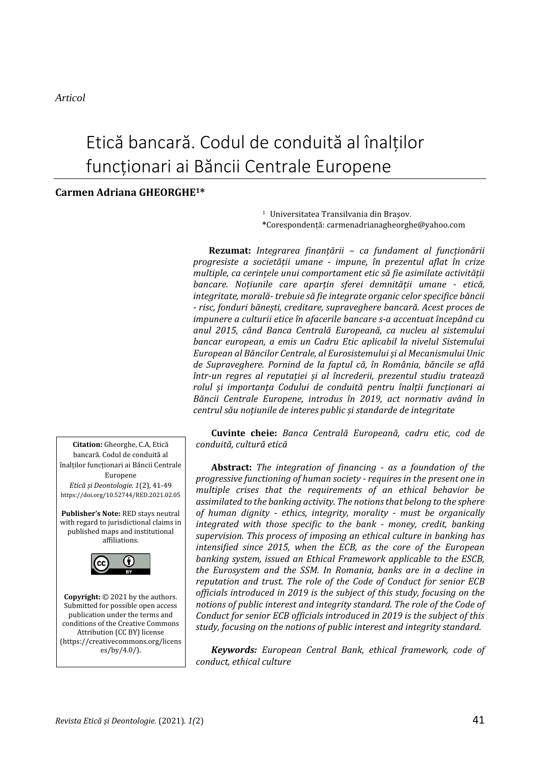*Articol*

# Etică bancară. Codul de conduită al înalților funcționari ai Băncii Centrale Europene

**Carmen Adriana GHEORGHE[1]\***

[1] Universitatea Transilvania din Brașov.
\*Corespondență: carmenadrianagheorghe@yahoo.com

**Rezumat:** *Integrarea finanțării – ca fundament al funcționării progresiste a societății umane - impune, în prezentul aflat în crize multiple, ca cerințele unui comportament etic să fie asimilate activității bancare. Noțiunile care aparțin sferei demnității umane - etică, integritate, morală- trebuie să fie integrate organic celor specifice băncii - risc, fonduri bănești, creditare, supraveghere bancară. Acest proces de impunere a culturii etice în afacerile bancare s-a accentuat începând cu anul 2015, când Banca Centrală Europeană, ca nucleu al sistemului bancar european, a emis un Cadru Etic aplicabil la nivelul Sistemului European al Băncilor Centrale, al Eurosistemului și al Mecanismului Unic de Supraveghere. Pornind de la faptul că, în România, băncile se află într-un regres al reputației și al încrederii, prezentul studiu tratează rolul și importanța Codului de conduită pentru înalții funcționari ai Băncii Centrale Europene, introdus în 2019, act normativ având în centrul său noțiunile de interes public și standarde de integritate*

**Cuvinte cheie:** *Banca Centrală Europeană, cadru etic, cod de conduită, cultură etică*

**Abstract:** *The integration of financing - as a foundation of the progressive functioning of human society - requires in the present one in multiple crises that the requirements of an ethical behavior be assimilated to the banking activity. The notions that belong to the sphere of human dignity - ethics, integrity, morality - must be organically integrated with those specific to the bank - money, credit, banking supervision. This process of imposing an ethical culture in banking has intensified since 2015, when the ECB, as the core of the European banking system, issued an Ethical Framework applicable to the ESCB, the Eurosystem and the SSM. In Romania, banks are in a decline in reputation and trust. The role of the Code of Conduct for senior ECB officials introduced in 2019 is the subject of this study, focusing on the notions of public interest and integrity standard. The role of the Code of Conduct for senior ECB officials introduced in 2019 is the subject of this study, focusing on the notions of public interest and integrity standard.*

***Keywords:*** *European Central Bank, ethical framework, code of conduct, ethical culture*

**Citation:** Gheorghe, C.A, Etică bancară. Codul de conduită al înalților funcționari ai Băncii Centrale Europene
*Etică și Deontologie. 1*(2), 41-49
https://doi.org/10.52744/RED.2021.02.05

**Publisher's Note:** RED stays neutral with regard to jurisdictional claims in published maps and institutional affiliations.

**Copyright:** © 2021 by the authors. Submitted for possible open access publication under the terms and conditions of the Creative Commons Attribution (CC BY) license (https://creativecommons.org/licenses/by/4.0/).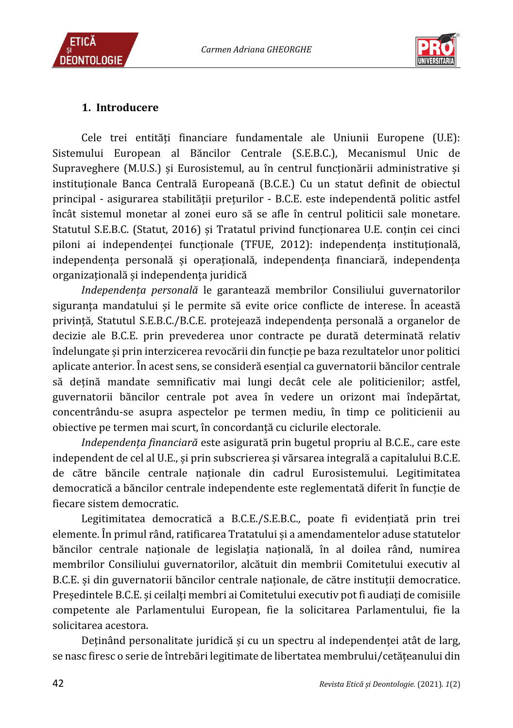## 1. Introducere

Cele trei entități financiare fundamentale ale Uniunii Europene (U.E): Sistemului European al Băncilor Centrale (S.E.B.C.), Mecanismul Unic de Supraveghere (M.U.S.) și Eurosistemul, au în centrul funcționării administrative și instituționale Banca Centrală Europeană (B.C.E.) Cu un statut definit de obiectul principal - asigurarea stabilității prețurilor - B.C.E. este independentă politic astfel încât sistemul monetar al zonei euro să se afle în centrul politicii sale monetare. Statutul S.E.B.C. (Statut, 2016) și Tratatul privind funcționarea U.E. conțin cei cinci piloni ai independenței funcționale (TFUE, 2012): independența instituțională, independența personală și operațională, independența financiară, independența organizațională și independența juridică

*Independența personală* le garantează membrilor Consiliului guvernatorilor siguranța mandatului și le permite să evite orice conflicte de interese. În această privință, Statutul S.E.B.C./B.C.E. protejează independența personală a organelor de decizie ale B.C.E. prin prevederea unor contracte pe durată determinată relativ îndelungate și prin interzicerea revocării din funcție pe baza rezultatelor unor politici aplicate anterior. În acest sens, se consideră esențial ca guvernatorii băncilor centrale să dețină mandate semnificativ mai lungi decât cele ale politicienilor; astfel, guvernatorii băncilor centrale pot avea în vedere un orizont mai îndepărtat, concentrându-se asupra aspectelor pe termen mediu, în timp ce politicienii au obiective pe termen mai scurt, în concordanță cu ciclurile electorale.

*Independența financiară* este asigurată prin bugetul propriu al B.C.E., care este independent de cel al U.E., și prin subscrierea și vărsarea integrală a capitalului B.C.E. de către băncile centrale naționale din cadrul Eurosistemului. Legitimitatea democratică a băncilor centrale independente este reglementată diferit în funcție de fiecare sistem democratic.

Legitimitatea democratică a B.C.E./S.E.B.C., poate fi evidențiată prin trei elemente. În primul rând, ratificarea Tratatului și a amendamentelor aduse statutelor băncilor centrale naționale de legislația națională, în al doilea rând, numirea membrilor Consiliului guvernatorilor, alcătuit din membrii Comitetului executiv al B.C.E. și din guvernatorii băncilor centrale naționale, de către instituții democratice. Președintele B.C.E. și ceilalți membri ai Comitetului executiv pot fi audiați de comisiile competente ale Parlamentului European, fie la solicitarea Parlamentului, fie la solicitarea acestora.

Deținând personalitate juridică și cu un spectru al independenței atât de larg, se nasc firesc o serie de întrebări legitime de libertatea membrului/cetățeanului din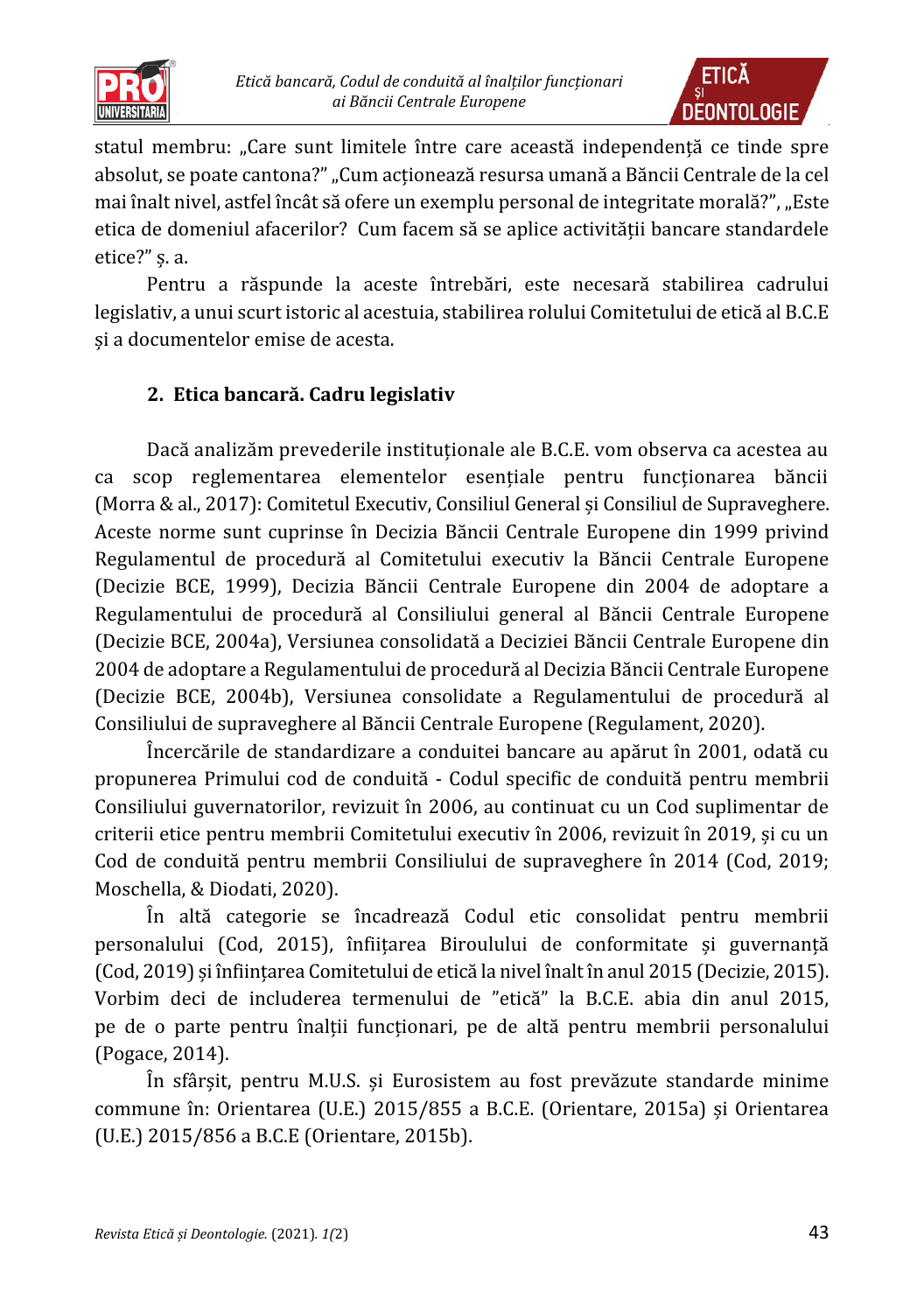statul membru: „Care sunt limitele între care această independență ce tinde spre absolut, se poate cantona?" „Cum acționează resursa umană a Băncii Centrale de la cel mai înalt nivel, astfel încât să ofere un exemplu personal de integritate morală?", „Este etica de domeniul afacerilor? Cum facem să se aplice activității bancare standardele etice?" ș. a.

Pentru a răspunde la aceste întrebări, este necesară stabilirea cadrului legislativ, a unui scurt istoric al acestuia, stabilirea rolului Comitetului de etică al B.C.E și a documentelor emise de acesta.

## 2. Etica bancară. Cadru legislativ

Dacă analizăm prevederile instituționale ale B.C.E. vom observa ca acestea au ca scop reglementarea elementelor esențiale pentru funcționarea băncii (Morra & al., 2017): Comitetul Executiv, Consiliul General și Consiliul de Supraveghere. Aceste norme sunt cuprinse în Decizia Băncii Centrale Europene din 1999 privind Regulamentul de procedură al Comitetului executiv la Băncii Centrale Europene (Decizie BCE, 1999), Decizia Băncii Centrale Europene din 2004 de adoptare a Regulamentului de procedură al Consiliului general al Băncii Centrale Europene (Decizie BCE, 2004a), Versiunea consolidată a Deciziei Băncii Centrale Europene din 2004 de adoptare a Regulamentului de procedură al Decizia Băncii Centrale Europene (Decizie BCE, 2004b), Versiunea consolidate a Regulamentului de procedură al Consiliului de supraveghere al Băncii Centrale Europene (Regulament, 2020).

Încercările de standardizare a conduitei bancare au apărut în 2001, odată cu propunerea Primului cod de conduită - Codul specific de conduită pentru membrii Consiliului guvernatorilor, revizuit în 2006, au continuat cu un Cod suplimentar de criterii etice pentru membrii Comitetului executiv în 2006, revizuit în 2019, și cu un Cod de conduită pentru membrii Consiliului de supraveghere în 2014 (Cod, 2019; Moschella, & Diodati, 2020).

În altă categorie se încadrează Codul etic consolidat pentru membrii personalului (Cod, 2015), înființarea Biroului de conformitate și guvernanță (Cod, 2019) și înființarea Comitetului de etică la nivel înalt în anul 2015 (Decizie, 2015). Vorbim deci de includerea termenului de "etică" la B.C.E. abia din anul 2015, pe de o parte pentru înalții funcționari, pe de altă pentru membrii personalului (Pogace, 2014).

În sfârșit, pentru M.U.S. și Eurosistem au fost prevăzute standarde minime commune în: Orientarea (U.E.) 2015/855 a B.C.E. (Orientare, 2015a) și Orientarea (U.E.) 2015/856 a B.C.E (Orientare, 2015b).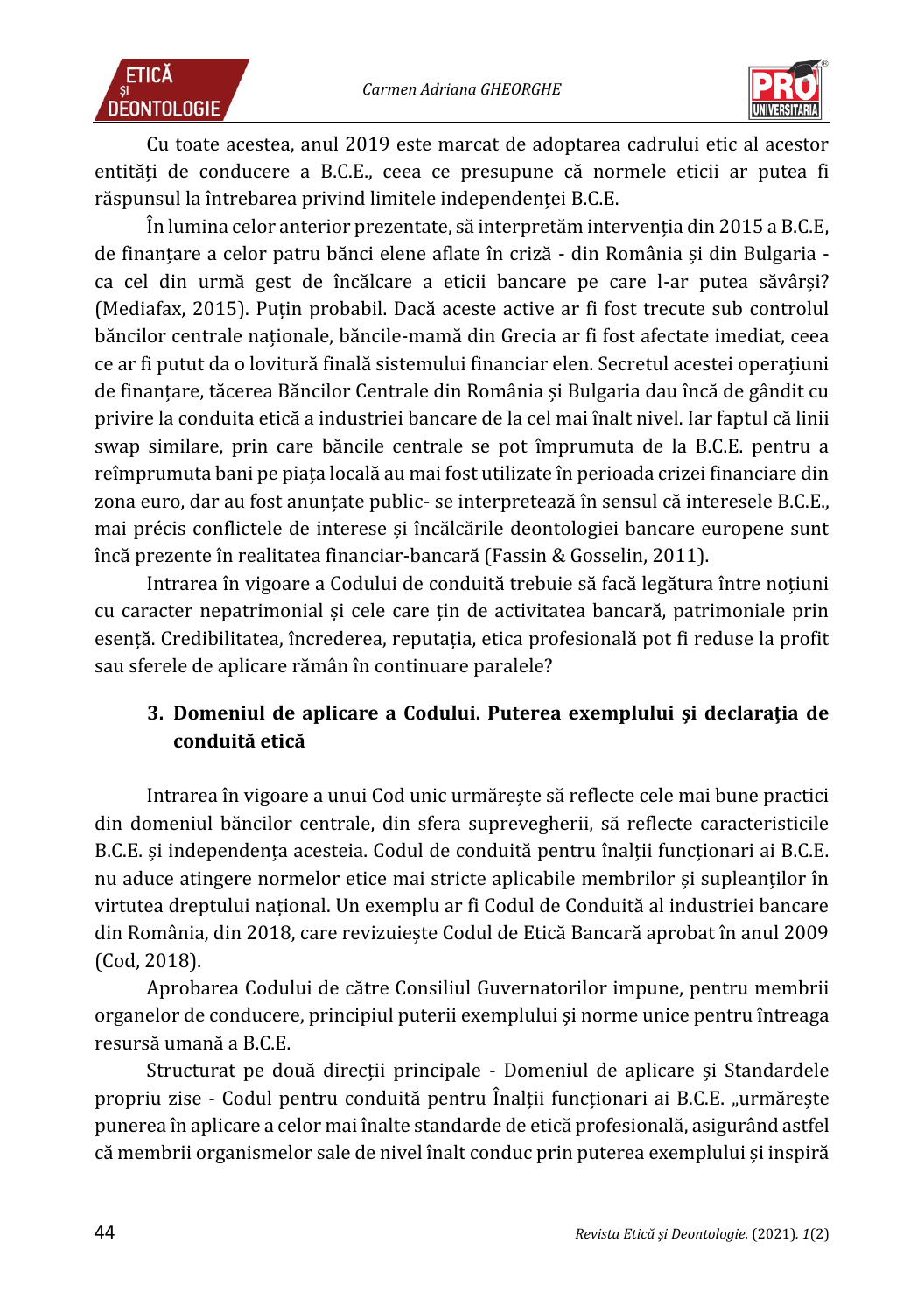Cu toate acestea, anul 2019 este marcat de adoptarea cadrului etic al acestor entități de conducere a B.C.E., ceea ce presupune că normele eticii ar putea fi răspunsul la întrebarea privind limitele independenței B.C.E.

În lumina celor anterior prezentate, să interpretăm intervenția din 2015 a B.C.E, de finanțare a celor patru bănci elene aflate în criză - din România și din Bulgaria - ca cel din urmă gest de încălcare a eticii bancare pe care l-ar putea săvârși? (Mediafax, 2015). Puțin probabil. Dacă aceste active ar fi fost trecute sub controlul băncilor centrale naționale, băncile-mamă din Grecia ar fi fost afectate imediat, ceea ce ar fi putut da o lovitură finală sistemului financiar elen. Secretul acestei operațiuni de finanțare, tăcerea Băncilor Centrale din România și Bulgaria dau încă de gândit cu privire la conduita etică a industriei bancare de la cel mai înalt nivel. Iar faptul că linii swap similare, prin care băncile centrale se pot împrumuta de la B.C.E. pentru a reîmprumuta bani pe piața locală au mai fost utilizate în perioada crizei financiare din zona euro, dar au fost anunțate public- se interpretează în sensul că interesele B.C.E., mai précis conflictele de interese și încălcările deontologiei bancare europene sunt încă prezente în realitatea financiar-bancară (Fassin & Gosselin, 2011).

Intrarea în vigoare a Codului de conduită trebuie să facă legătura între noțiuni cu caracter nepatrimonial și cele care țin de activitatea bancară, patrimoniale prin esență. Credibilitatea, încrederea, reputația, etica profesională pot fi reduse la profit sau sferele de aplicare rămân în continuare paralele?

## 3. Domeniul de aplicare a Codului. Puterea exemplului și declarația de conduită etică

Intrarea în vigoare a unui Cod unic urmărește să reflecte cele mai bune practici din domeniul băncilor centrale, din sfera supravegherii, să reflecte caracteristicile B.C.E. și independența acesteia. Codul de conduită pentru înalții funcționari ai B.C.E. nu aduce atingere normelor etice mai stricte aplicabile membrilor și supleanților în virtutea dreptului național. Un exemplu ar fi Codul de Conduită al industriei bancare din România, din 2018, care revizuiește Codul de Etică Bancară aprobat în anul 2009 (Cod, 2018).

Aprobarea Codului de către Consiliul Guvernatorilor impune, pentru membrii organelor de conducere, principiul puterii exemplului și norme unice pentru întreaga resursă umană a B.C.E.

Structurat pe două direcții principale - Domeniul de aplicare și Standardele propriu zise - Codul pentru conduită pentru Înalții funcționari ai B.C.E. „urmărește punerea în aplicare a celor mai înalte standarde de etică profesională, asigurând astfel că membrii organismelor sale de nivel înalt conduc prin puterea exemplului și inspiră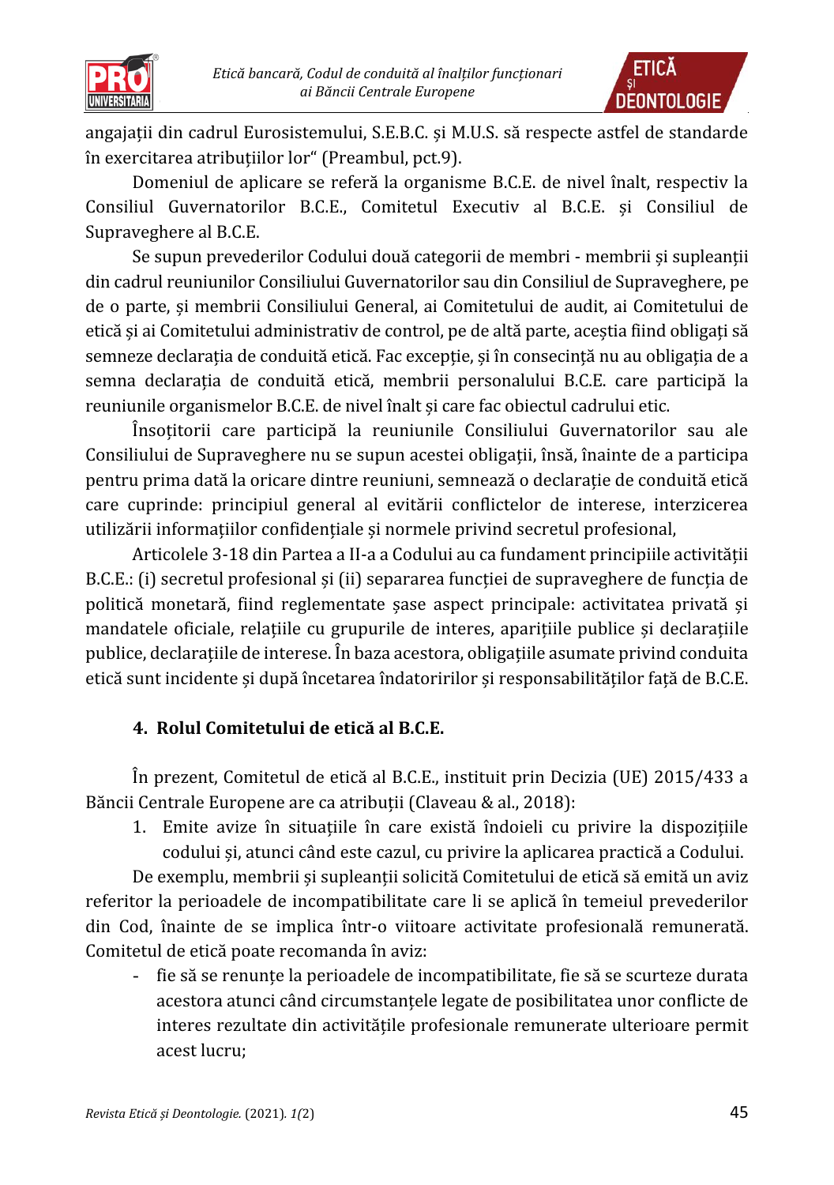angajații din cadrul Eurosistemului, S.E.B.C. și M.U.S. să respecte astfel de standarde în exercitarea atribuțiilor lor" (Preambul, pct.9).

Domeniul de aplicare se referă la organisme B.C.E. de nivel înalt, respectiv la Consiliul Guvernatorilor B.C.E., Comitetul Executiv al B.C.E. și Consiliul de Supraveghere al B.C.E.

Se supun prevederilor Codului două categorii de membri - membrii și supleanții din cadrul reuniunilor Consiliului Guvernatorilor sau din Consiliul de Supraveghere, pe de o parte, și membrii Consiliului General, ai Comitetului de audit, ai Comitetului de etică și ai Comitetului administrativ de control, pe de altă parte, aceștia fiind obligați să semneze declarația de conduită etică. Fac excepție, și în consecință nu au obligația de a semna declarația de conduită etică, membrii personalului B.C.E. care participă la reuniunile organismelor B.C.E. de nivel înalt și care fac obiectul cadrului etic.

Însoțitorii care participă la reuniunile Consiliului Guvernatorilor sau ale Consiliului de Supraveghere nu se supun acestei obligații, însă, înainte de a participa pentru prima dată la oricare dintre reuniuni, semnează o declarație de conduită etică care cuprinde: principiul general al evitării conflictelor de interese, interzicerea utilizării informațiilor confidențiale și normele privind secretul profesional,

Articolele 3-18 din Partea a II-a a Codului au ca fundament principiile activității B.C.E.: (i) secretul profesional și (ii) separarea funcției de supraveghere de funcția de politică monetară, fiind reglementate șase aspect principale: activitatea privată și mandatele oficiale, relațiile cu grupurile de interes, aparițiile publice și declarațiile publice, declarațiile de interese. În baza acestora, obligațiile asumate privind conduita etică sunt incidente și după încetarea îndatoririlor și responsabilităților față de B.C.E.

## 4. Rolul Comitetului de etică al B.C.E.

În prezent, Comitetul de etică al B.C.E., instituit prin Decizia (UE) 2015/433 a Băncii Centrale Europene are ca atribuții (Claveau & al., 2018):

1. Emite avize în situațiile în care există îndoieli cu privire la dispozițiile codului și, atunci când este cazul, cu privire la aplicarea practică a Codului.

De exemplu, membrii și supleanții solicită Comitetului de etică să emită un aviz referitor la perioadele de incompatibilitate care li se aplică în temeiul prevederilor din Cod, înainte de se implica într-o viitoare activitate profesională remunerată. Comitetul de etică poate recomanda în aviz:

- fie să se renunțe la perioadele de incompatibilitate, fie să se scurteze durata acestora atunci când circumstanțele legate de posibilitatea unor conflicte de interes rezultate din activitățile profesionale remunerate ulterioare permit acest lucru;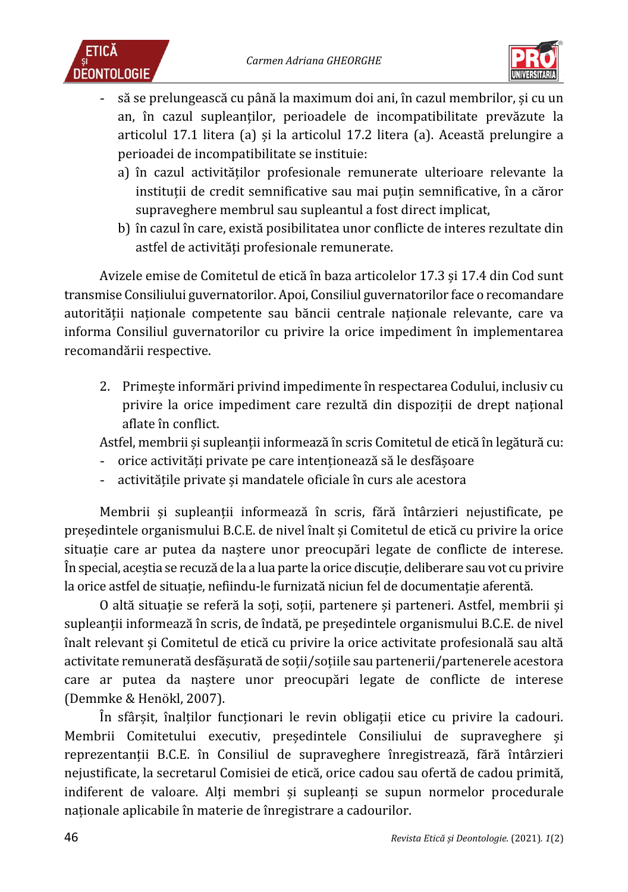- să se prelungească cu până la maximum doi ani, în cazul membrilor, și cu un an, în cazul supleanților, perioadele de incompatibilitate prevăzute la articolul 17.1 litera (a) și la articolul 17.2 litera (a). Această prelungire a perioadei de incompatibilitate se instituie:
  a) în cazul activităților profesionale remunerate ulterioare relevante la instituții de credit semnificative sau mai puțin semnificative, în a căror supraveghere membrul sau supleantul a fost direct implicat,
  b) în cazul în care, există posibilitatea unor conflicte de interes rezultate din astfel de activități profesionale remunerate.

Avizele emise de Comitetul de etică în baza articolelor 17.3 și 17.4 din Cod sunt transmise Consiliului guvernatorilor. Apoi, Consiliul guvernatorilor face o recomandare autorității naționale competente sau băncii centrale naționale relevante, care va informa Consiliul guvernatorilor cu privire la orice impediment în implementarea recomandării respective.

2. Primește informări privind impedimente în respectarea Codului, inclusiv cu privire la orice impediment care rezultă din dispoziții de drept național aflate în conflict.

Astfel, membrii și supleanții informează în scris Comitetul de etică în legătură cu:

- orice activități private pe care intenționează să le desfășoare
- activitățile private și mandatele oficiale în curs ale acestora

Membrii și supleanții informează în scris, fără întârzieri nejustificate, pe președintele organismului B.C.E. de nivel înalt și Comitetul de etică cu privire la orice situație care ar putea da naștere unor preocupări legate de conflicte de interese. În special, aceștia se recuză de la a lua parte la orice discuție, deliberare sau vot cu privire la orice astfel de situație, nefiindu-le furnizată niciun fel de documentație aferentă.

O altă situație se referă la soți, soții, partenere și parteneri. Astfel, membrii și supleanții informează în scris, de îndată, pe președintele organismului B.C.E. de nivel înalt relevant și Comitetul de etică cu privire la orice activitate profesională sau altă activitate remunerată desfășurată de soții/soțiile sau partenerii/partenerele acestora care ar putea da naștere unor preocupări legate de conflicte de interese (Demmke & Henökl, 2007).

În sfârșit, înalților funcționari le revin obligații etice cu privire la cadouri. Membrii Comitetului executiv, președintele Consiliului de supraveghere și reprezentanții B.C.E. în Consiliul de supraveghere înregistrează, fără întârzieri nejustificate, la secretarul Comisiei de etică, orice cadou sau ofertă de cadou primită, indiferent de valoare. Alți membri și supleanți se supun normelor procedurale naționale aplicabile în materie de înregistrare a cadourilor.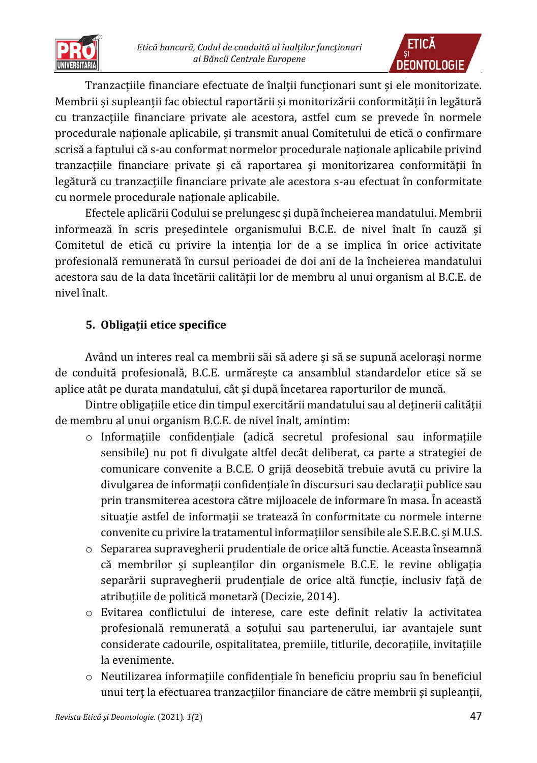Tranzacțiile financiare efectuate de înalții funcționari sunt și ele monitorizate. Membrii și supleanții fac obiectul raportării și monitorizării conformității în legătură cu tranzacțiile financiare private ale acestora, astfel cum se prevede în normele procedurale naționale aplicabile, și transmit anual Comitetului de etică o confirmare scrisă a faptului că s-au conformat normelor procedurale naționale aplicabile privind tranzacțiile financiare private și că raportarea și monitorizarea conformității în legătură cu tranzacțiile financiare private ale acestora s-au efectuat în conformitate cu normele procedurale naționale aplicabile.

Efectele aplicării Codului se prelungesc și după încheierea mandatului. Membrii informează în scris președintele organismului B.C.E. de nivel înalt în cauză și Comitetul de etică cu privire la intenția lor de a se implica în orice activitate profesională remunerată în cursul perioadei de doi ani de la încheierea mandatului acestora sau de la data încetării calității lor de membru al unui organism al B.C.E. de nivel înalt.

## 5. Obligații etice specifice

Având un interes real ca membrii săi să adere și să se supună acelorași norme de conduită profesională, B.C.E. urmărește ca ansamblul standardelor etice să se aplice atât pe durata mandatului, cât și după încetarea raporturilor de muncă.

Dintre obligațiile etice din timpul exercitării mandatului sau al deținerii calității de membru al unui organism B.C.E. de nivel înalt, amintim:

- Informațiile confidențiale (adică secretul profesional sau informațiile sensibile) nu pot fi divulgate altfel decât deliberat, ca parte a strategiei de comunicare convenite a B.C.E. O grijă deosebită trebuie avută cu privire la divulgarea de informații confidențiale în discursuri sau declarații publice sau prin transmiterea acestora către mijloacele de informare în masa. În această situație astfel de informații se tratează în conformitate cu normele interne convenite cu privire la tratamentul informațiilor sensibile ale S.E.B.C. și M.U.S.
- Separarea supravegherii prudentiale de orice altă functie. Aceasta înseamnă că membrilor și supleanților din organismele B.C.E. le revine obligația separării supravegherii prudențiale de orice altă funcție, inclusiv față de atribuțiile de politică monetară (Decizie, 2014).
- Evitarea conflictului de interese, care este definit relativ la activitatea profesională remunerată a soțului sau partenerului, iar avantajele sunt considerate cadourile, ospitalitatea, premiile, titlurile, decorațiile, invitațiile la evenimente.
- Neutilizarea informațiile confidențiale în beneficiu propriu sau în beneficiul unui terț la efectuarea tranzacțiilor financiare de către membrii și supleanții,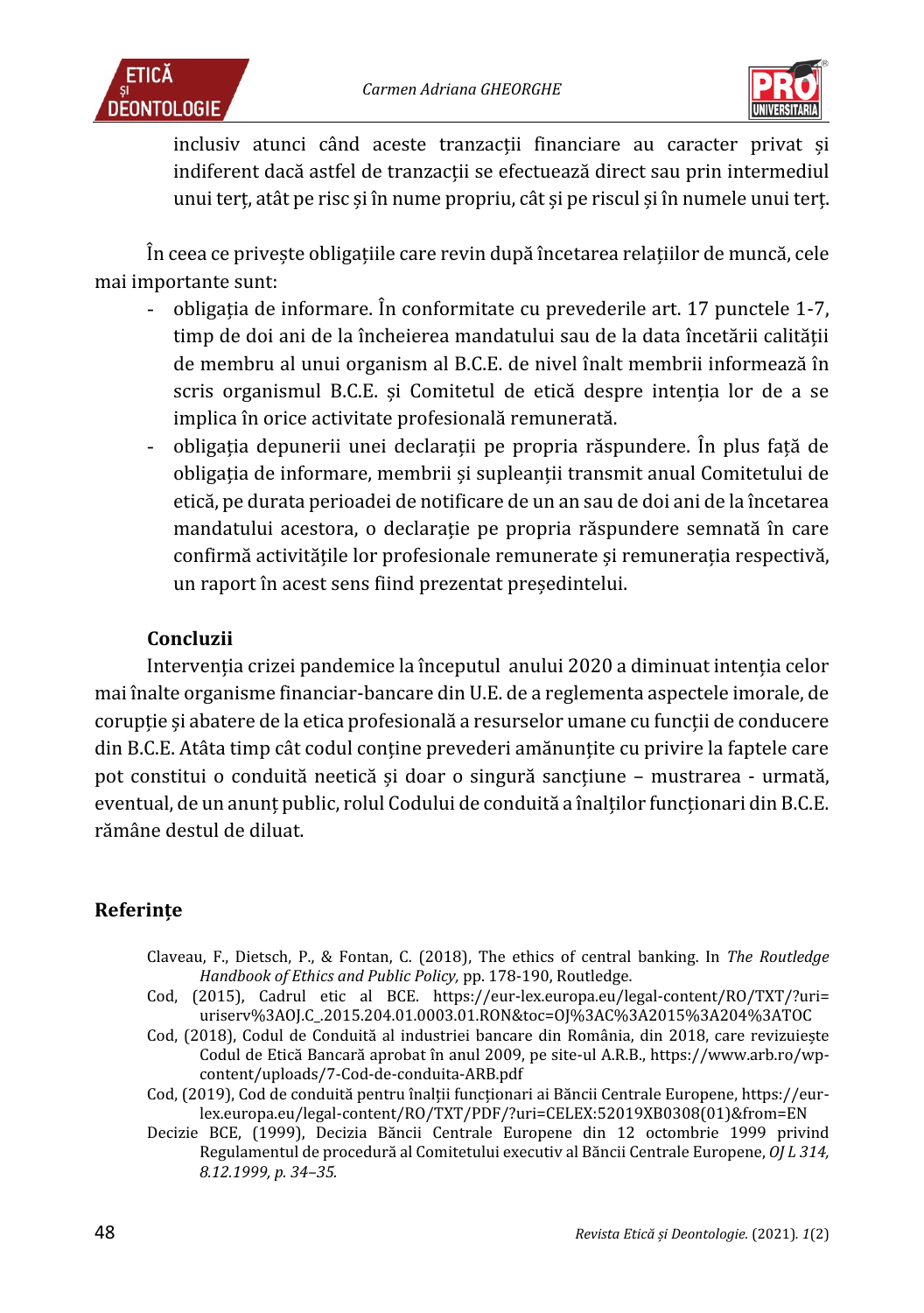inclusiv atunci când aceste tranzacții financiare au caracter privat și indiferent dacă astfel de tranzacții se efectuează direct sau prin intermediul unui terţ, atât pe risc și în nume propriu, cât și pe riscul și în numele unui terţ.

În ceea ce privește obligațiile care revin după încetarea relațiilor de muncă, cele mai importante sunt:

- obligația de informare. În conformitate cu prevederile art. 17 punctele 1-7, timp de doi ani de la încheierea mandatului sau de la data încetării calității de membru al unui organism al B.C.E. de nivel înalt membrii informează în scris organismul B.C.E. și Comitetul de etică despre intenția lor de a se implica în orice activitate profesională remunerată.
- obligația depunerii unei declarații pe propria răspundere. În plus față de obligația de informare, membrii și supleanții transmit anual Comitetului de etică, pe durata perioadei de notificare de un an sau de doi ani de la încetarea mandatului acestora, o declarație pe propria răspundere semnată în care confirmă activitățile lor profesionale remunerate și remunerația respectivă, un raport în acest sens fiind prezentat președintelui.

## Concluzii

Intervenția crizei pandemice la începutul anului 2020 a diminuat intenția celor mai înalte organisme financiar-bancare din U.E. de a reglementa aspectele imorale, de corupție și abatere de la etica profesională a resurselor umane cu funcții de conducere din B.C.E. Atâta timp cât codul conține prevederi amănunțite cu privire la faptele care pot constitui o conduită neetică și doar o singură sancțiune – mustrarea - urmată, eventual, de un anunț public, rolul Codului de conduită a înalților funcționari din B.C.E. rămâne destul de diluat.

## Referințe

Claveau, F., Dietsch, P., & Fontan, C. (2018), The ethics of central banking. In *The Routledge Handbook of Ethics and Public Policy,* pp. 178-190, Routledge.

Cod, (2015), Cadrul etic al BCE. https://eur-lex.europa.eu/legal-content/RO/TXT/?uri=uriserv%3AOJ.C_.2015.204.01.0003.01.RON&toc=OJ%3AC%3A2015%3A204%3ATOC

Cod, (2018), Codul de Conduită al industriei bancare din România, din 2018, care revizuiește Codul de Etică Bancară aprobat în anul 2009, pe site-ul A.R.B., https://www.arb.ro/wp-content/uploads/7-Cod-de-conduita-ARB.pdf

Cod, (2019), Cod de conduită pentru înalții funcționari ai Băncii Centrale Europene, https://eur-lex.europa.eu/legal-content/RO/TXT/PDF/?uri=CELEX:52019XB0308(01)&from=EN

Decizie BCE, (1999), Decizia Băncii Centrale Europene din 12 octombrie 1999 privind Regulamentul de procedură al Comitetului executiv al Băncii Centrale Europene, *OJ L 314, 8.12.1999, p. 34–35.*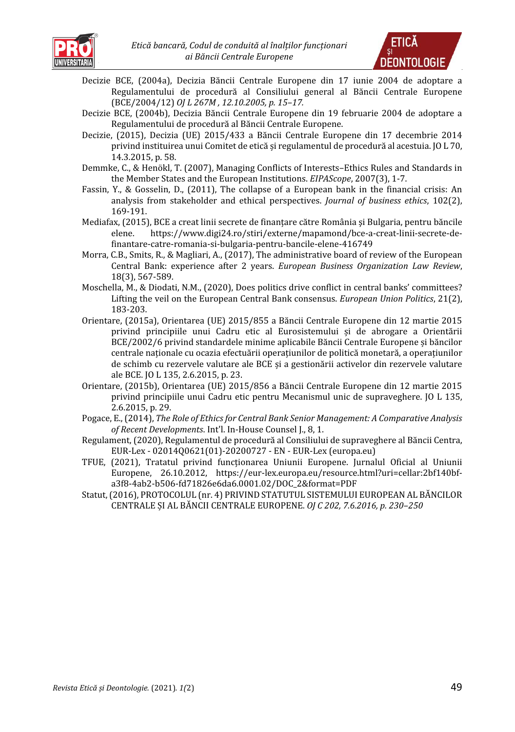Decizie BCE, (2004a), Decizia Băncii Centrale Europene din 17 iunie 2004 de adoptare a Regulamentului de procedură al Consiliului general al Băncii Centrale Europene (BCE/2004/12) *OJ L 267M , 12.10.2005, p. 15–17.*

Decizie BCE, (2004b), Decizia Băncii Centrale Europene din 19 februarie 2004 de adoptare a Regulamentului de procedură al Băncii Centrale Europene.

Decizie, (2015), Decizia (UE) 2015/433 a Băncii Centrale Europene din 17 decembrie 2014 privind instituirea unui Comitet de etică și regulamentul de procedură al acestuia. JO L 70, 14.3.2015, p. 58.

Demmke, C., & Henökl, T. (2007), Managing Conflicts of Interests–Ethics Rules and Standards in the Member States and the European Institutions. *EIPAScope*, 2007(3), 1-7.

Fassin, Y., & Gosselin, D., (2011), The collapse of a European bank in the financial crisis: An analysis from stakeholder and ethical perspectives. *Journal of business ethics*, 102(2), 169-191.

Mediafax, (2015), BCE a creat linii secrete de finanțare către România și Bulgaria, pentru băncile elene. https://www.digi24.ro/stiri/externe/mapamond/bce-a-creat-linii-secrete-de-finantare-catre-romania-si-bulgaria-pentru-bancile-elene-416749

Morra, C.B., Smits, R., & Magliari, A., (2017), The administrative board of review of the European Central Bank: experience after 2 years. *European Business Organization Law Review*, 18(3), 567-589.

Moschella, M., & Diodati, N.M., (2020), Does politics drive conflict in central banks' committees? Lifting the veil on the European Central Bank consensus. *European Union Politics*, 21(2), 183-203.

Orientare, (2015a), Orientarea (UE) 2015/855 a Băncii Centrale Europene din 12 martie 2015 privind principiile unui Cadru etic al Eurosistemului și de abrogare a Orientării BCE/2002/6 privind standardele minime aplicabile Băncii Centrale Europene și băncilor centrale naționale cu ocazia efectuării operațiunilor de politică monetară, a operațiunilor de schimb cu rezervele valutare ale BCE și a gestionării activelor din rezervele valutare ale BCE. JO L 135, 2.6.2015, p. 23.

Orientare, (2015b), Orientarea (UE) 2015/856 a Băncii Centrale Europene din 12 martie 2015 privind principiile unui Cadru etic pentru Mecanismul unic de supraveghere. JO L 135, 2.6.2015, p. 29.

Pogace, E., (2014), *The Role of Ethics for Central Bank Senior Management: A Comparative Analysis of Recent Developments*. Int'l. In-House Counsel J., 8, 1.

Regulament, (2020), Regulamentul de procedură al Consiliului de supraveghere al Băncii Centra, EUR-Lex - 02014Q0621(01)-20200727 - EN - EUR-Lex (europa.eu)

TFUE, (2021), Tratatul privind funcționarea Uniunii Europene. Jurnalul Oficial al Uniunii Europene, 26.10.2012, https://eur-lex.europa.eu/resource.html?uri=cellar:2bf140bf-a3f8-4ab2-b506-fd71826e6da6.0001.02/DOC_2&format=PDF

Statut, (2016), PROTOCOLUL (nr. 4) PRIVIND STATUTUL SISTEMULUI EUROPEAN AL BĂNCILOR CENTRALE ȘI AL BĂNCII CENTRALE EUROPENE. *OJ C 202, 7.6.2016, p. 230–250*